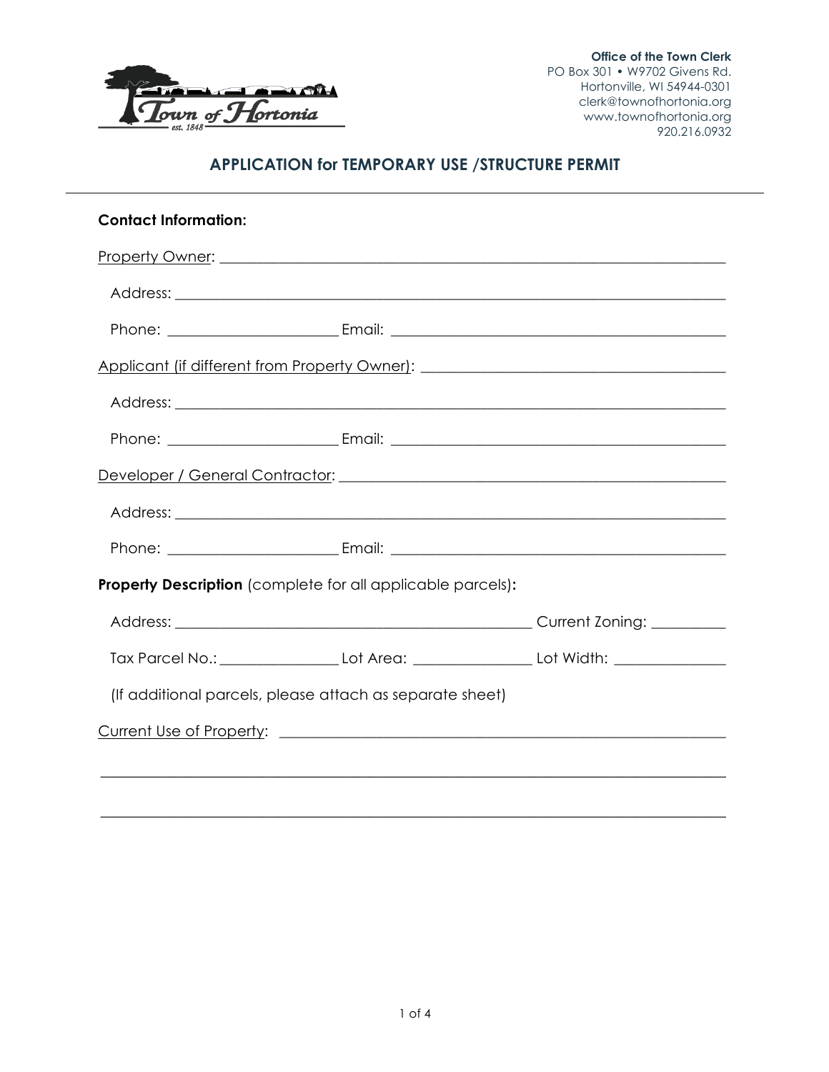Office of the Town Clerk
PO Box 301 • W9702 Givens Rd.
Hortonville, WI 54944-0301
clerk@townofhortonia.org
www.townofhortonia.org
920.216.0932

Town of Hortonia
est. 1848

# APPLICATION for TEMPORARY USE /STRUCTURE PERMIT

**Contact Information:**

Property Owner: ______________________________________________________________

Address: ______________________________________________________________

Phone: ____________________ Email: ________________________________________

Applicant (if different from Property Owner): ______________________________________

Address: ______________________________________________________________

Phone: ____________________ Email: ________________________________________

Developer / General Contractor: _____________________________________________

Address: ______________________________________________________________

Phone: ____________________ Email: ________________________________________

**Property Description** (complete for all applicable parcels)**:**

Address: ____________________________________________ Current Zoning: _________

Tax Parcel No.: ______________ Lot Area: ______________ Lot Width: ______________

(If additional parcels, please attach as separate sheet)

Current Use of Property: _______________________________________________________

______________________________________________________________________________

______________________________________________________________________________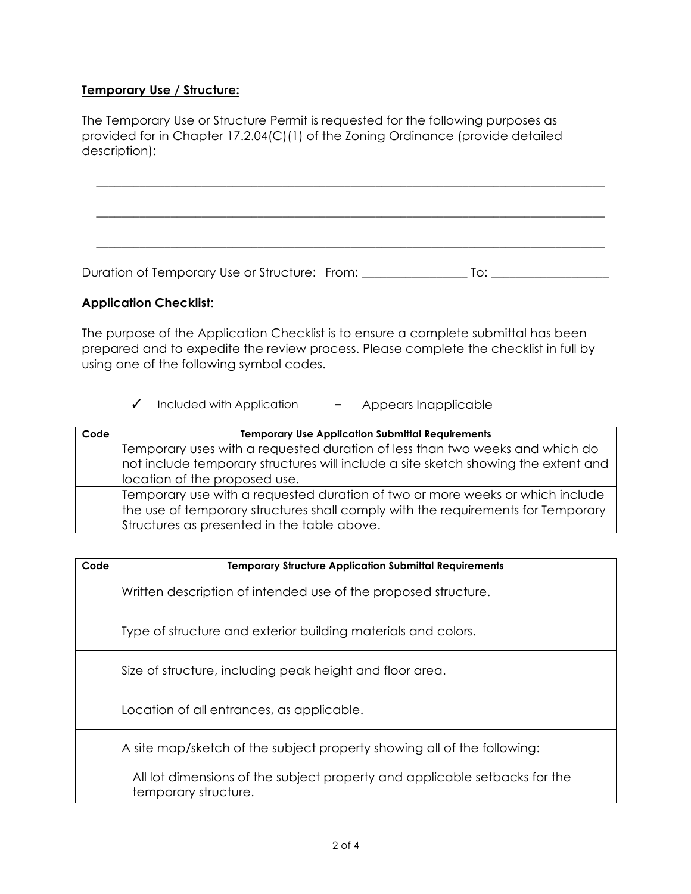**Temporary Use / Structure:**

The Temporary Use or Structure Permit is requested for the following purposes as provided for in Chapter 17.2.04(C)(1) of the Zoning Ordinance (provide detailed description):

______________________________________________________________________________

______________________________________________________________________________

______________________________________________________________________________

Duration of Temporary Use or Structure: From: _________________ To: ___________________

**Application Checklist**:

The purpose of the Application Checklist is to ensure a complete submittal has been prepared and to expedite the review process. Please complete the checklist in full by using one of the following symbol codes.

✓ Included with Application – Appears Inapplicable

| Code | Temporary Use Application Submittal Requirements |
|---|---|
| | Temporary uses with a requested duration of less than two weeks and which do not include temporary structures will include a site sketch showing the extent and location of the proposed use. |
| | Temporary use with a requested duration of two or more weeks or which include the use of temporary structures shall comply with the requirements for Temporary Structures as presented in the table above. |

| Code | Temporary Structure Application Submittal Requirements |
|---|---|
| | Written description of intended use of the proposed structure. |
| | Type of structure and exterior building materials and colors. |
| | Size of structure, including peak height and floor area. |
| | Location of all entrances, as applicable. |
| | A site map/sketch of the subject property showing all of the following: |
| | All lot dimensions of the subject property and applicable setbacks for the temporary structure. |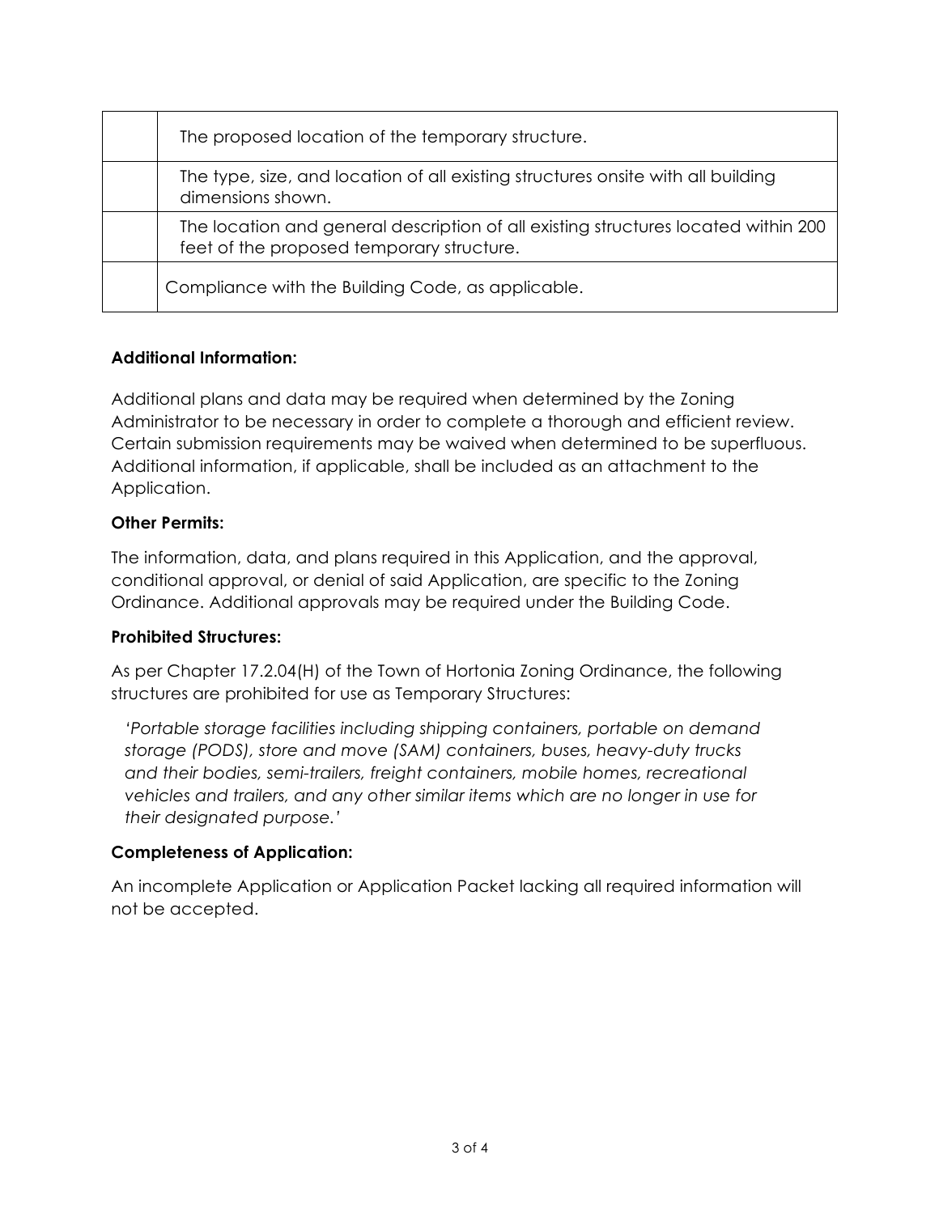|   |   |
|---|---|
|   | The proposed location of the temporary structure. |
|   | The type, size, and location of all existing structures onsite with all building dimensions shown. |
|   | The location and general description of all existing structures located within 200 feet of the proposed temporary structure. |
|   | Compliance with the Building Code, as applicable. |

**Additional Information:**

Additional plans and data may be required when determined by the Zoning Administrator to be necessary in order to complete a thorough and efficient review. Certain submission requirements may be waived when determined to be superfluous. Additional information, if applicable, shall be included as an attachment to the Application.

**Other Permits:**

The information, data, and plans required in this Application, and the approval, conditional approval, or denial of said Application, are specific to the Zoning Ordinance. Additional approvals may be required under the Building Code.

**Prohibited Structures:**

As per Chapter 17.2.04(H) of the Town of Hortonia Zoning Ordinance, the following structures are prohibited for use as Temporary Structures:

> *'Portable storage facilities including shipping containers, portable on demand storage (PODS), store and move (SAM) containers, buses, heavy-duty trucks and their bodies, semi-trailers, freight containers, mobile homes, recreational vehicles and trailers, and any other similar items which are no longer in use for their designated purpose.'*

**Completeness of Application:**

An incomplete Application or Application Packet lacking all required information will not be accepted.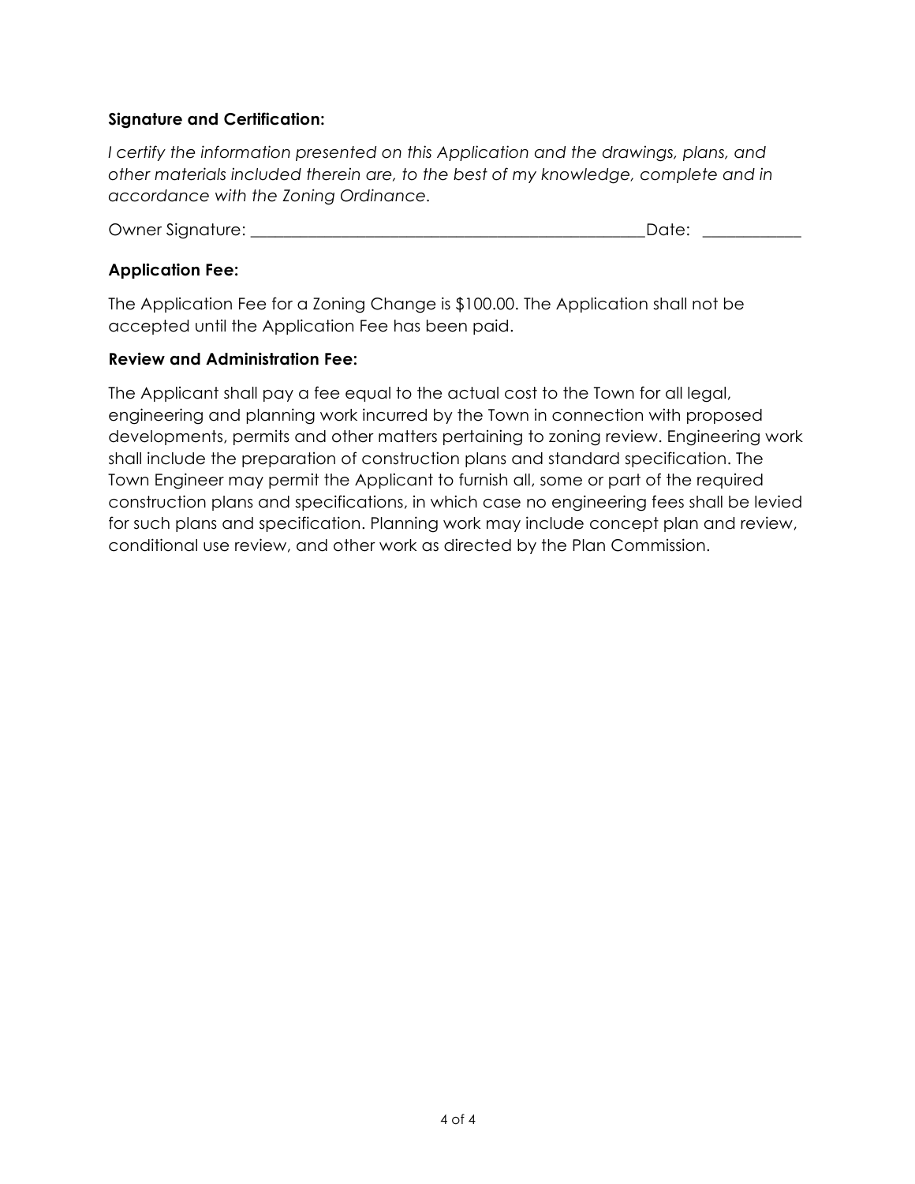**Signature and Certification:**

*I certify the information presented on this Application and the drawings, plans, and other materials included therein are, to the best of my knowledge, complete and in accordance with the Zoning Ordinance.*

Owner Signature: ______________________________________________Date: ___________

**Application Fee:**

The Application Fee for a Zoning Change is $100.00. The Application shall not be accepted until the Application Fee has been paid.

**Review and Administration Fee:**

The Applicant shall pay a fee equal to the actual cost to the Town for all legal, engineering and planning work incurred by the Town in connection with proposed developments, permits and other matters pertaining to zoning review. Engineering work shall include the preparation of construction plans and standard specification. The Town Engineer may permit the Applicant to furnish all, some or part of the required construction plans and specifications, in which case no engineering fees shall be levied for such plans and specification. Planning work may include concept plan and review, conditional use review, and other work as directed by the Plan Commission.